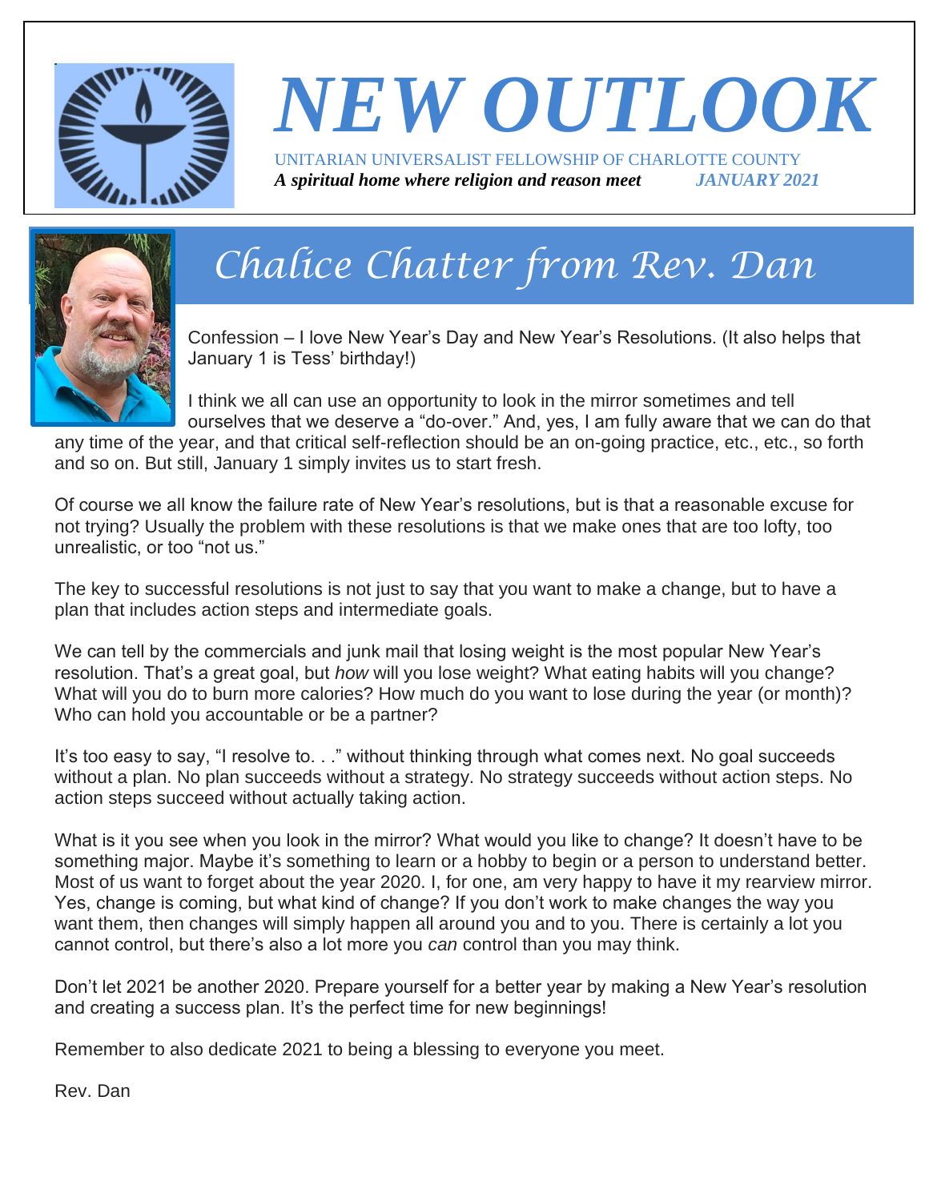# NEW OUTLOOK

UNITARIAN UNIVERSALIST FELLOWSHIP OF CHARLOTTE COUNTY

***A spiritual home where religion and reason meet*** ***JANUARY 2021***

## Chalice Chatter from Rev. Dan

Confession – I love New Year's Day and New Year's Resolutions. (It also helps that January 1 is Tess' birthday!)

I think we all can use an opportunity to look in the mirror sometimes and tell ourselves that we deserve a "do-over." And, yes, I am fully aware that we can do that any time of the year, and that critical self-reflection should be an on-going practice, etc., etc., so forth and so on. But still, January 1 simply invites us to start fresh.

Of course we all know the failure rate of New Year's resolutions, but is that a reasonable excuse for not trying? Usually the problem with these resolutions is that we make ones that are too lofty, too unrealistic, or too "not us."

The key to successful resolutions is not just to say that you want to make a change, but to have a plan that includes action steps and intermediate goals.

We can tell by the commercials and junk mail that losing weight is the most popular New Year's resolution. That's a great goal, but *how* will you lose weight? What eating habits will you change? What will you do to burn more calories? How much do you want to lose during the year (or month)? Who can hold you accountable or be a partner?

It's too easy to say, "I resolve to. . ." without thinking through what comes next. No goal succeeds without a plan. No plan succeeds without a strategy. No strategy succeeds without action steps. No action steps succeed without actually taking action.

What is it you see when you look in the mirror? What would you like to change? It doesn't have to be something major. Maybe it's something to learn or a hobby to begin or a person to understand better. Most of us want to forget about the year 2020. I, for one, am very happy to have it my rearview mirror. Yes, change is coming, but what kind of change? If you don't work to make changes the way you want them, then changes will simply happen all around you and to you. There is certainly a lot you cannot control, but there's also a lot more you *can* control than you may think.

Don't let 2021 be another 2020. Prepare yourself for a better year by making a New Year's resolution and creating a success plan. It's the perfect time for new beginnings!

Remember to also dedicate 2021 to being a blessing to everyone you meet.

Rev. Dan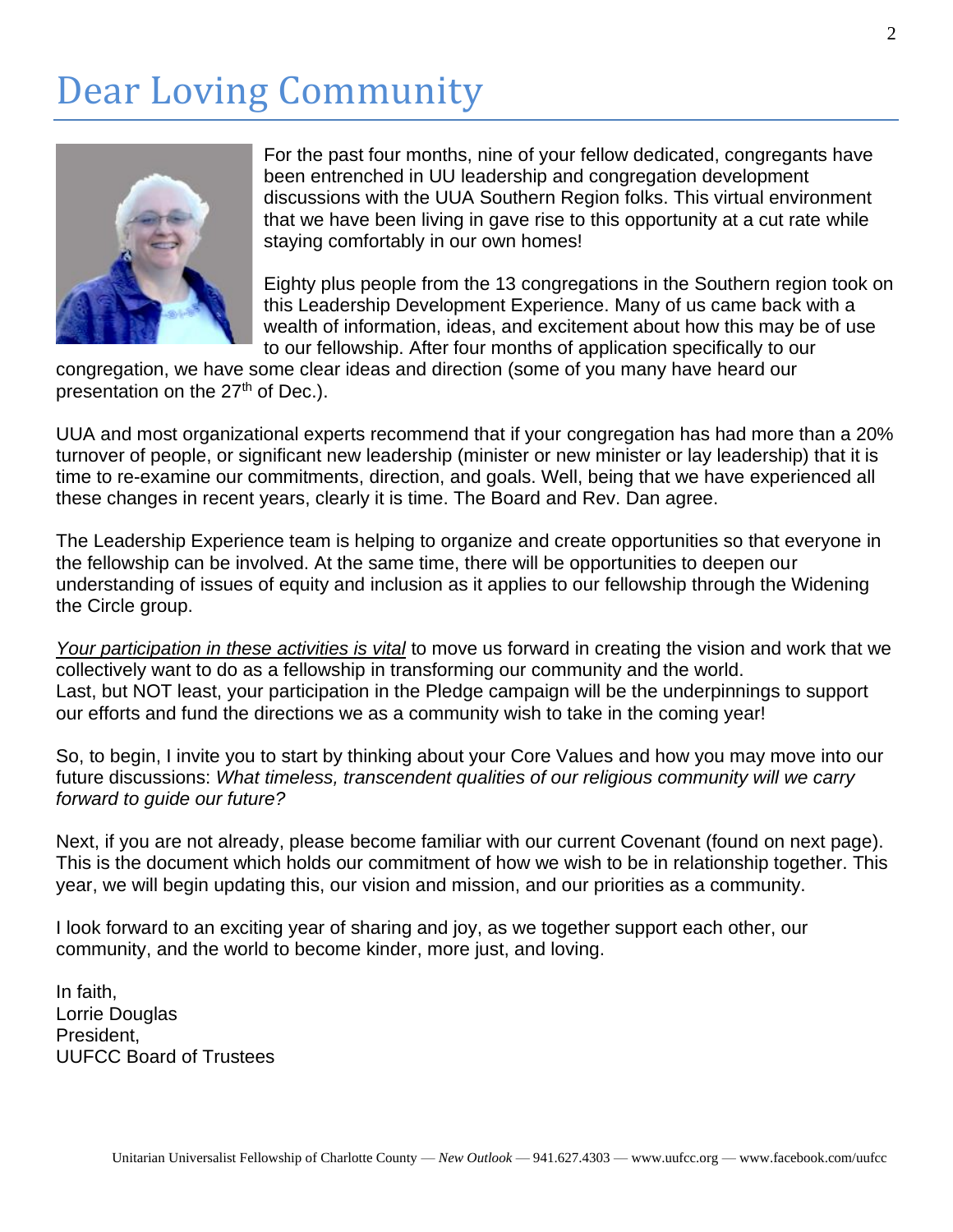# Dear Loving Community

For the past four months, nine of your fellow dedicated, congregants have been entrenched in UU leadership and congregation development discussions with the UUA Southern Region folks. This virtual environment that we have been living in gave rise to this opportunity at a cut rate while staying comfortably in our own homes!

Eighty plus people from the 13 congregations in the Southern region took on this Leadership Development Experience. Many of us came back with a wealth of information, ideas, and excitement about how this may be of use to our fellowship. After four months of application specifically to our congregation, we have some clear ideas and direction (some of you many have heard our presentation on the 27th of Dec.).

UUA and most organizational experts recommend that if your congregation has had more than a 20% turnover of people, or significant new leadership (minister or new minister or lay leadership) that it is time to re-examine our commitments, direction, and goals. Well, being that we have experienced all these changes in recent years, clearly it is time. The Board and Rev. Dan agree.

The Leadership Experience team is helping to organize and create opportunities so that everyone in the fellowship can be involved. At the same time, there will be opportunities to deepen our understanding of issues of equity and inclusion as it applies to our fellowship through the Widening the Circle group.

*Your participation in these activities is vital* to move us forward in creating the vision and work that we collectively want to do as a fellowship in transforming our community and the world.
Last, but NOT least, your participation in the Pledge campaign will be the underpinnings to support our efforts and fund the directions we as a community wish to take in the coming year!

So, to begin, I invite you to start by thinking about your Core Values and how you may move into our future discussions: *What timeless, transcendent qualities of our religious community will we carry forward to guide our future?*

Next, if you are not already, please become familiar with our current Covenant (found on next page). This is the document which holds our commitment of how we wish to be in relationship together. This year, we will begin updating this, our vision and mission, and our priorities as a community.

I look forward to an exciting year of sharing and joy, as we together support each other, our community, and the world to become kinder, more just, and loving.

In faith,
Lorrie Douglas
President,
UUFCC Board of Trustees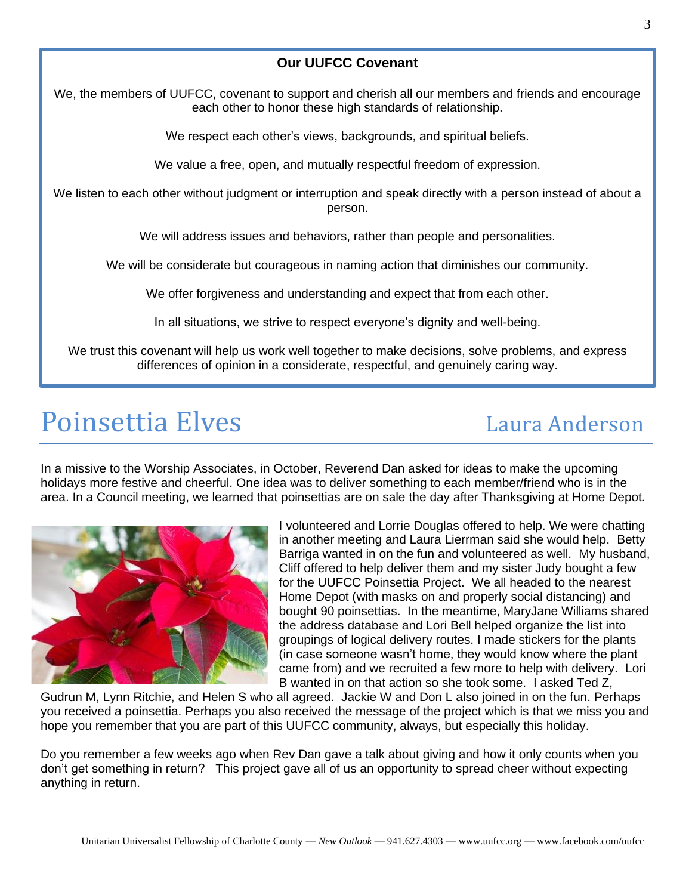## Our UUFCC Covenant

We, the members of UUFCC, covenant to support and cherish all our members and friends and encourage each other to honor these high standards of relationship.

We respect each other's views, backgrounds, and spiritual beliefs.

We value a free, open, and mutually respectful freedom of expression.

We listen to each other without judgment or interruption and speak directly with a person instead of about a person.

We will address issues and behaviors, rather than people and personalities.

We will be considerate but courageous in naming action that diminishes our community.

We offer forgiveness and understanding and expect that from each other.

In all situations, we strive to respect everyone's dignity and well-being.

We trust this covenant will help us work well together to make decisions, solve problems, and express differences of opinion in a considerate, respectful, and genuinely caring way.

# Poinsettia Elves

Laura Anderson

In a missive to the Worship Associates, in October, Reverend Dan asked for ideas to make the upcoming holidays more festive and cheerful. One idea was to deliver something to each member/friend who is in the area. In a Council meeting, we learned that poinsettias are on sale the day after Thanksgiving at Home Depot.

I volunteered and Lorrie Douglas offered to help. We were chatting in another meeting and Laura Lierrman said she would help. Betty Barriga wanted in on the fun and volunteered as well. My husband, Cliff offered to help deliver them and my sister Judy bought a few for the UUFCC Poinsettia Project. We all headed to the nearest Home Depot (with masks on and properly social distancing) and bought 90 poinsettias. In the meantime, MaryJane Williams shared the address database and Lori Bell helped organize the list into groupings of logical delivery routes. I made stickers for the plants (in case someone wasn't home, they would know where the plant came from) and we recruited a few more to help with delivery. Lori B wanted in on that action so she took some. I asked Ted Z, Gudrun M, Lynn Ritchie, and Helen S who all agreed. Jackie W and Don L also joined in on the fun. Perhaps you received a poinsettia. Perhaps you also received the message of the project which is that we miss you and hope you remember that you are part of this UUFCC community, always, but especially this holiday.

Do you remember a few weeks ago when Rev Dan gave a talk about giving and how it only counts when you don't get something in return? This project gave all of us an opportunity to spread cheer without expecting anything in return.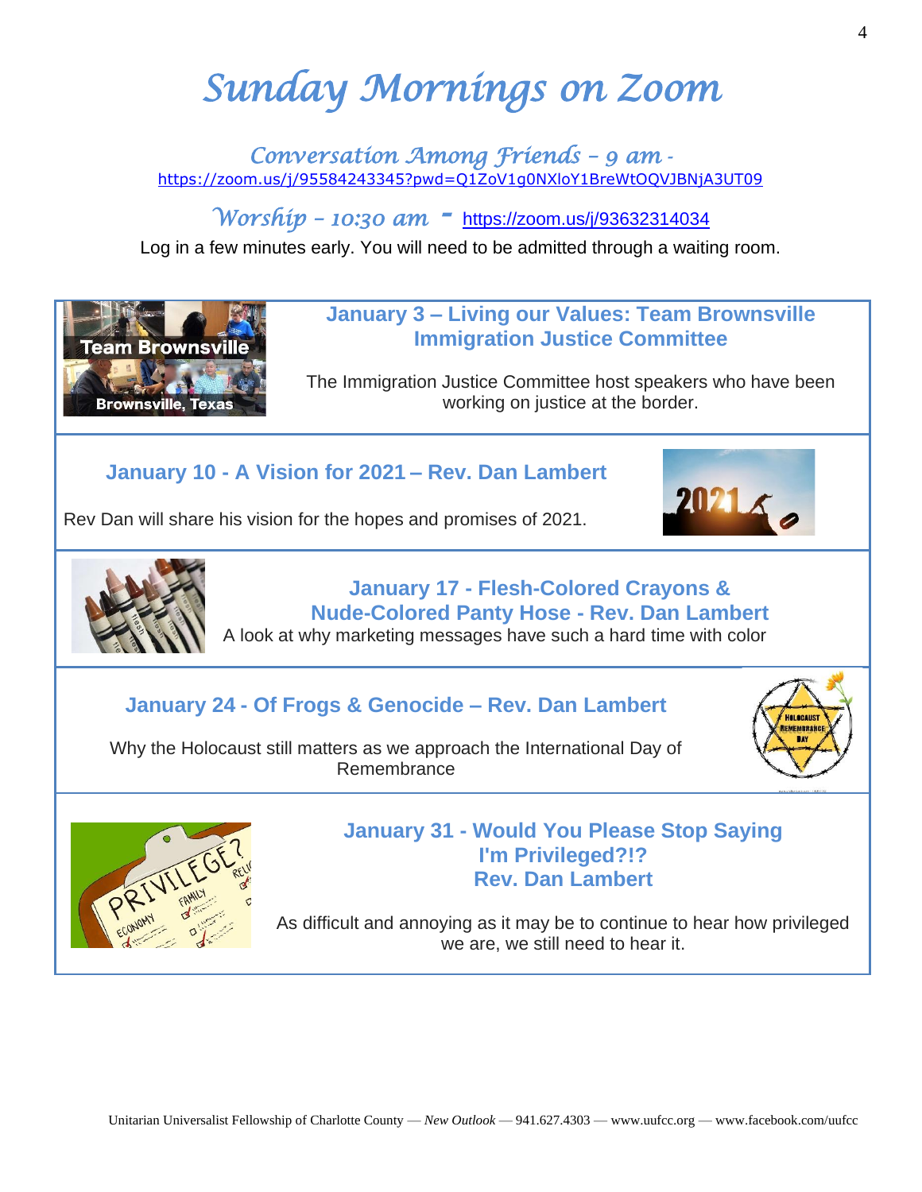# *Sunday Mornings on Zoom*

## *Conversation Among Friends – 9 am* - https://zoom.us/j/95584243345?pwd=Q1ZoV1g0NXloY1BreWtOQVJBNjA3UT09

## *Worship – 10:30 am* - https://zoom.us/j/93632314034

Log in a few minutes early. You will need to be admitted through a waiting room.

### January 3 – Living our Values: Team Brownsville Immigration Justice Committee

The Immigration Justice Committee host speakers who have been working on justice at the border.

### January 10 - A Vision for 2021 – Rev. Dan Lambert

Rev Dan will share his vision for the hopes and promises of 2021.

### January 17 - Flesh-Colored Crayons & Nude-Colored Panty Hose - Rev. Dan Lambert

A look at why marketing messages have such a hard time with color

### January 24 - Of Frogs & Genocide – Rev. Dan Lambert

Why the Holocaust still matters as we approach the International Day of Remembrance

### January 31 - Would You Please Stop Saying I'm Privileged?!? Rev. Dan Lambert

As difficult and annoying as it may be to continue to hear how privileged we are, we still need to hear it.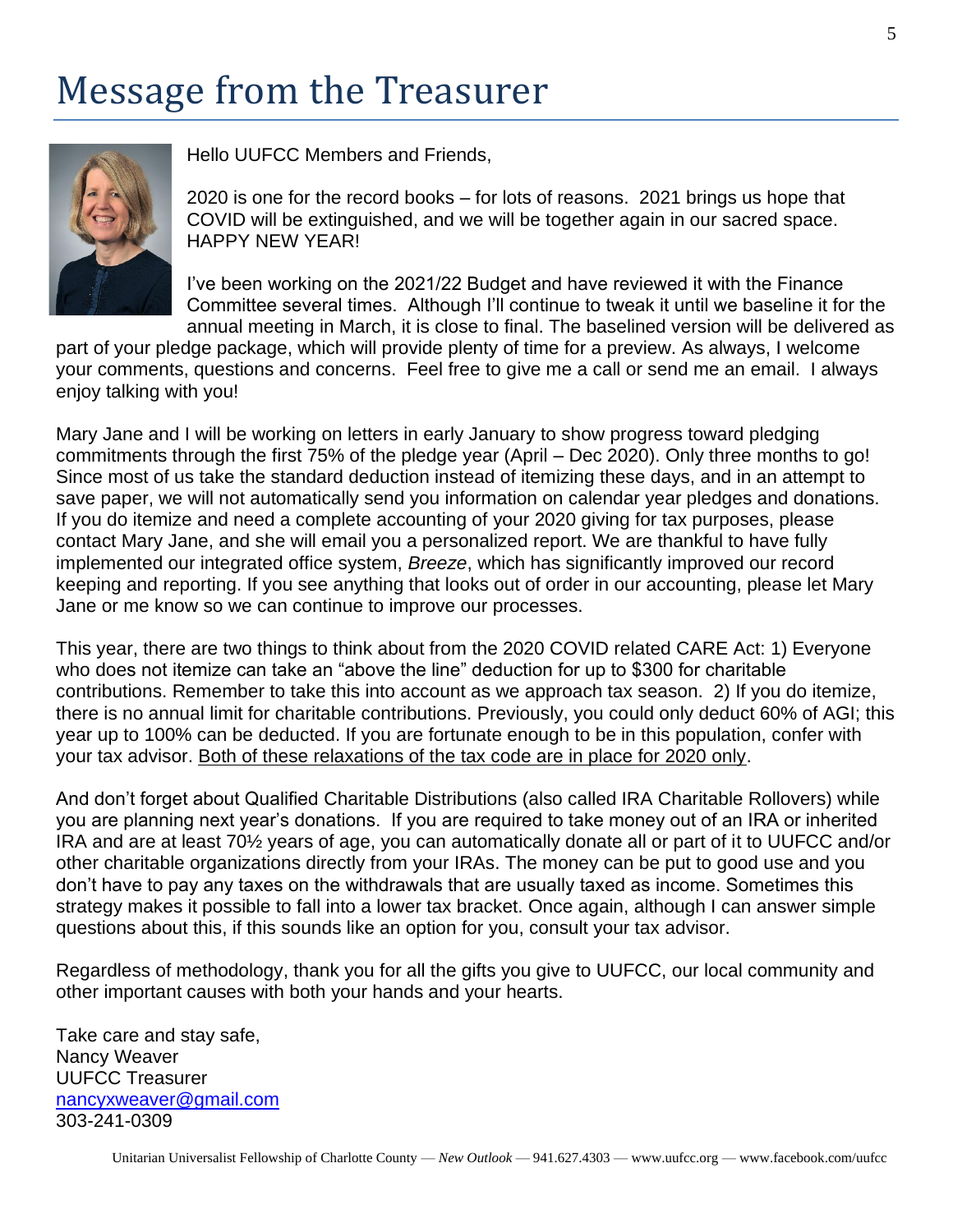# Message from the Treasurer

Hello UUFCC Members and Friends,

2020 is one for the record books – for lots of reasons. 2021 brings us hope that COVID will be extinguished, and we will be together again in our sacred space. HAPPY NEW YEAR!

I've been working on the 2021/22 Budget and have reviewed it with the Finance Committee several times. Although I'll continue to tweak it until we baseline it for the annual meeting in March, it is close to final. The baselined version will be delivered as part of your pledge package, which will provide plenty of time for a preview. As always, I welcome your comments, questions and concerns. Feel free to give me a call or send me an email. I always enjoy talking with you!

Mary Jane and I will be working on letters in early January to show progress toward pledging commitments through the first 75% of the pledge year (April – Dec 2020). Only three months to go! Since most of us take the standard deduction instead of itemizing these days, and in an attempt to save paper, we will not automatically send you information on calendar year pledges and donations. If you do itemize and need a complete accounting of your 2020 giving for tax purposes, please contact Mary Jane, and she will email you a personalized report. We are thankful to have fully implemented our integrated office system, *Breeze*, which has significantly improved our record keeping and reporting. If you see anything that looks out of order in our accounting, please let Mary Jane or me know so we can continue to improve our processes.

This year, there are two things to think about from the 2020 COVID related CARE Act: 1) Everyone who does not itemize can take an "above the line" deduction for up to $300 for charitable contributions. Remember to take this into account as we approach tax season. 2) If you do itemize, there is no annual limit for charitable contributions. Previously, you could only deduct 60% of AGI; this year up to 100% can be deducted. If you are fortunate enough to be in this population, confer with your tax advisor. <u>Both of these relaxations of the tax code are in place for 2020 only</u>.

And don't forget about Qualified Charitable Distributions (also called IRA Charitable Rollovers) while you are planning next year's donations. If you are required to take money out of an IRA or inherited IRA and are at least 70½ years of age, you can automatically donate all or part of it to UUFCC and/or other charitable organizations directly from your IRAs. The money can be put to good use and you don't have to pay any taxes on the withdrawals that are usually taxed as income. Sometimes this strategy makes it possible to fall into a lower tax bracket. Once again, although I can answer simple questions about this, if this sounds like an option for you, consult your tax advisor.

Regardless of methodology, thank you for all the gifts you give to UUFCC, our local community and other important causes with both your hands and your hearts.

Take care and stay safe,
Nancy Weaver
UUFCC Treasurer
nancyxweaver@gmail.com
303-241-0309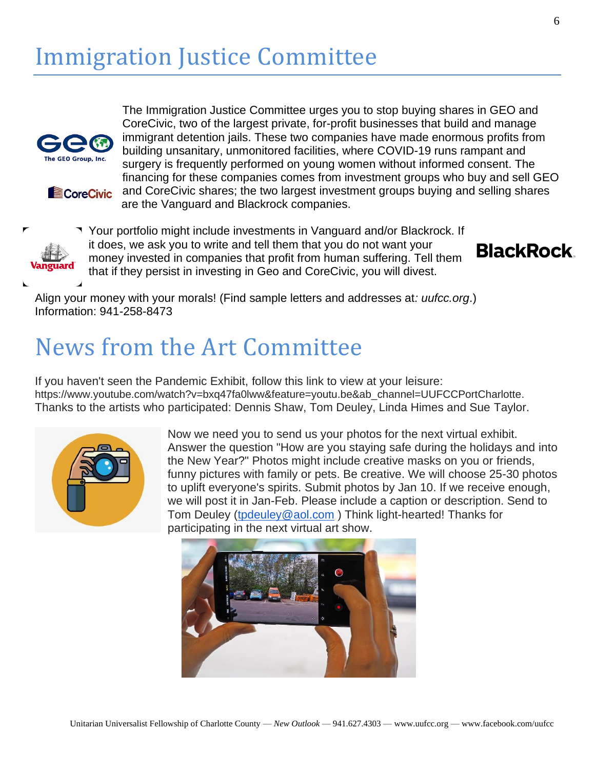# Immigration Justice Committee

The Immigration Justice Committee urges you to stop buying shares in GEO and CoreCivic, two of the largest private, for-profit businesses that build and manage immigrant detention jails. These two companies have made enormous profits from building unsanitary, unmonitored facilities, where COVID-19 runs rampant and surgery is frequently performed on young women without informed consent. The financing for these companies comes from investment groups who buy and sell GEO and CoreCivic shares; the two largest investment groups buying and selling shares are the Vanguard and Blackrock companies.

Your portfolio might include investments in Vanguard and/or Blackrock. If it does, we ask you to write and tell them that you do not want your money invested in companies that profit from human suffering. Tell them that if they persist in investing in Geo and CoreCivic, you will divest.

Align your money with your morals! (Find sample letters and addresses at*: uufcc.org*.)
Information: 941-258-8473

# News from the Art Committee

If you haven't seen the Pandemic Exhibit, follow this link to view at your leisure:
https://www.youtube.com/watch?v=bxq47fa0lww&feature=youtu.be&ab_channel=UUFCCPortCharlotte.
Thanks to the artists who participated: Dennis Shaw, Tom Deuley, Linda Himes and Sue Taylor.

Now we need you to send us your photos for the next virtual exhibit. Answer the question "How are you staying safe during the holidays and into the New Year?" Photos might include creative masks on you or friends, funny pictures with family or pets. Be creative. We will choose 25-30 photos to uplift everyone's spirits. Submit photos by Jan 10. If we receive enough, we will post it in Jan-Feb. Please include a caption or description. Send to Tom Deuley (tpdeuley@aol.com ) Think light-hearted! Thanks for participating in the next virtual art show.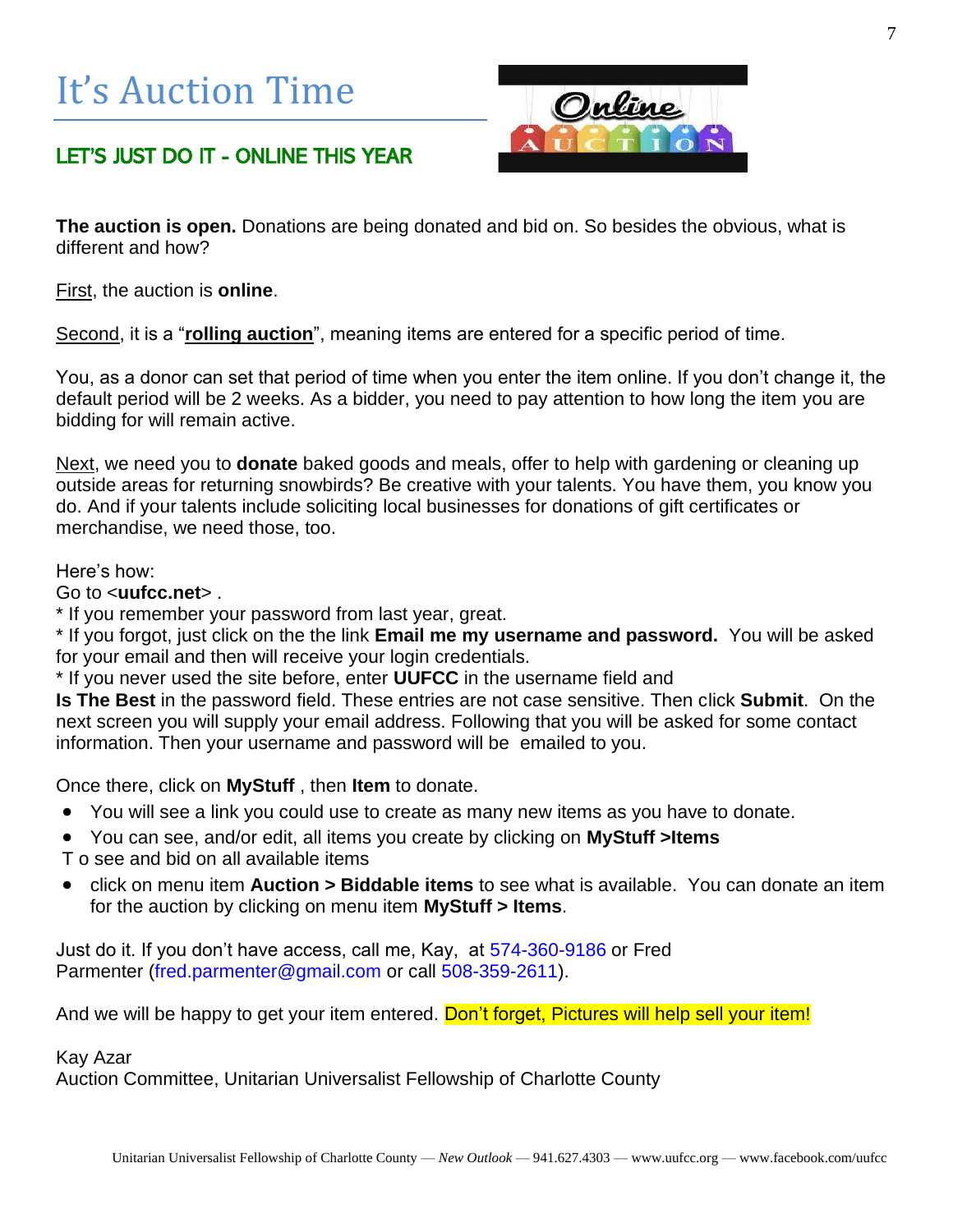# It's Auction Time

## LET'S JUST DO IT - ONLINE THIS YEAR

**The auction is open.** Donations are being donated and bid on. So besides the obvious, what is different and how?

First, the auction is **online**.

Second, it is a "**rolling auction**", meaning items are entered for a specific period of time.

You, as a donor can set that period of time when you enter the item online. If you don't change it, the default period will be 2 weeks. As a bidder, you need to pay attention to how long the item you are bidding for will remain active.

Next, we need you to **donate** baked goods and meals, offer to help with gardening or cleaning up outside areas for returning snowbirds? Be creative with your talents. You have them, you know you do. And if your talents include soliciting local businesses for donations of gift certificates or merchandise, we need those, too.

Here's how:
Go to <**uufcc.net**> .
* If you remember your password from last year, great.
* If you forgot, just click on the the link **Email me my username and password.** You will be asked for your email and then will receive your login credentials.
* If you never used the site before, enter **UUFCC** in the username field and **Is The Best** in the password field. These entries are not case sensitive. Then click **Submit**. On the next screen you will supply your email address. Following that you will be asked for some contact information. Then your username and password will be emailed to you.

Once there, click on **MyStuff** , then **Item** to donate.

- You will see a link you could use to create as many new items as you have to donate.
- You can see, and/or edit, all items you create by clicking on **MyStuff >Items**

T o see and bid on all available items

- click on menu item **Auction > Biddable items** to see what is available. You can donate an item for the auction by clicking on menu item **MyStuff > Items**.

Just do it. If you don't have access, call me, Kay, at 574-360-9186 or Fred Parmenter (fred.parmenter@gmail.com or call 508-359-2611).

And we will be happy to get your item entered. Don't forget, Pictures will help sell your item!

Kay Azar
Auction Committee, Unitarian Universalist Fellowship of Charlotte County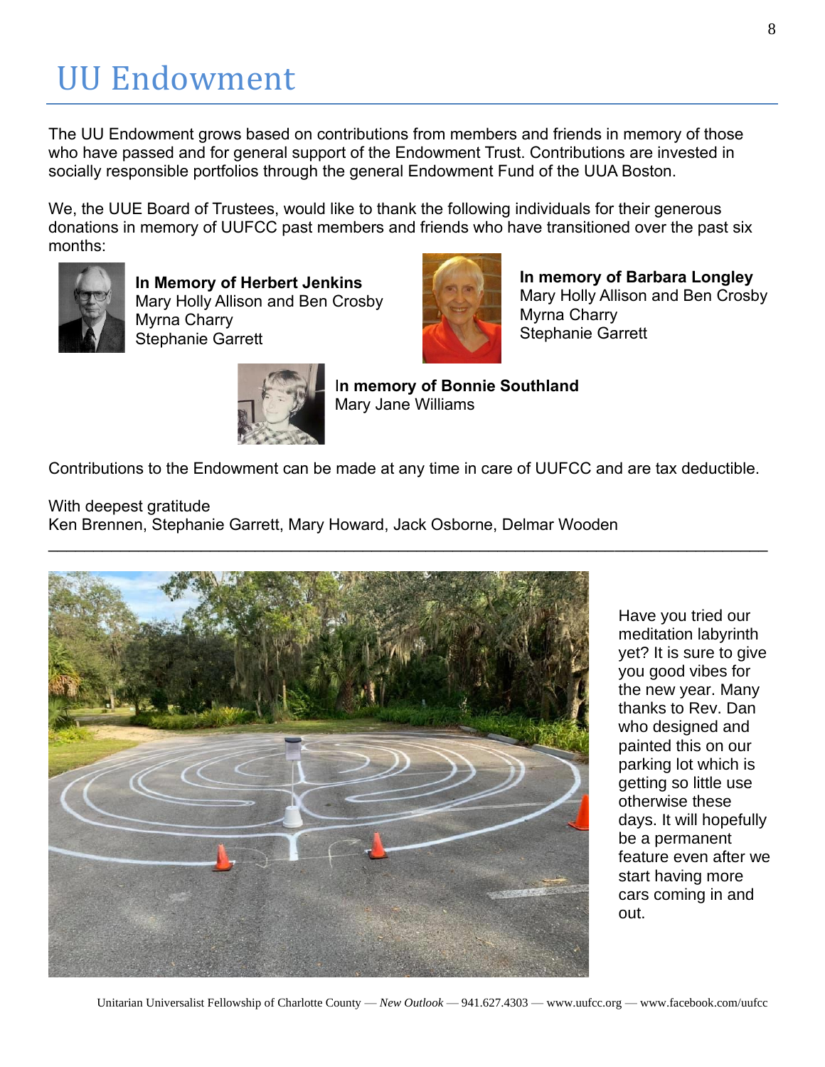# UU Endowment

The UU Endowment grows based on contributions from members and friends in memory of those who have passed and for general support of the Endowment Trust. Contributions are invested in socially responsible portfolios through the general Endowment Fund of the UUA Boston.

We, the UUE Board of Trustees, would like to thank the following individuals for their generous donations in memory of UUFCC past members and friends who have transitioned over the past six months:

**In Memory of Herbert Jenkins**
Mary Holly Allison and Ben Crosby
Myrna Charry
Stephanie Garrett

**In memory of Barbara Longley**
Mary Holly Allison and Ben Crosby
Myrna Charry
Stephanie Garrett

**In memory of Bonnie Southland**
Mary Jane Williams

Contributions to the Endowment can be made at any time in care of UUFCC and are tax deductible.

With deepest gratitude
Ken Brennen, Stephanie Garrett, Mary Howard, Jack Osborne, Delmar Wooden

---

Have you tried our meditation labyrinth yet? It is sure to give you good vibes for the new year. Many thanks to Rev. Dan who designed and painted this on our parking lot which is getting so little use otherwise these days. It will hopefully be a permanent feature even after we start having more cars coming in and out.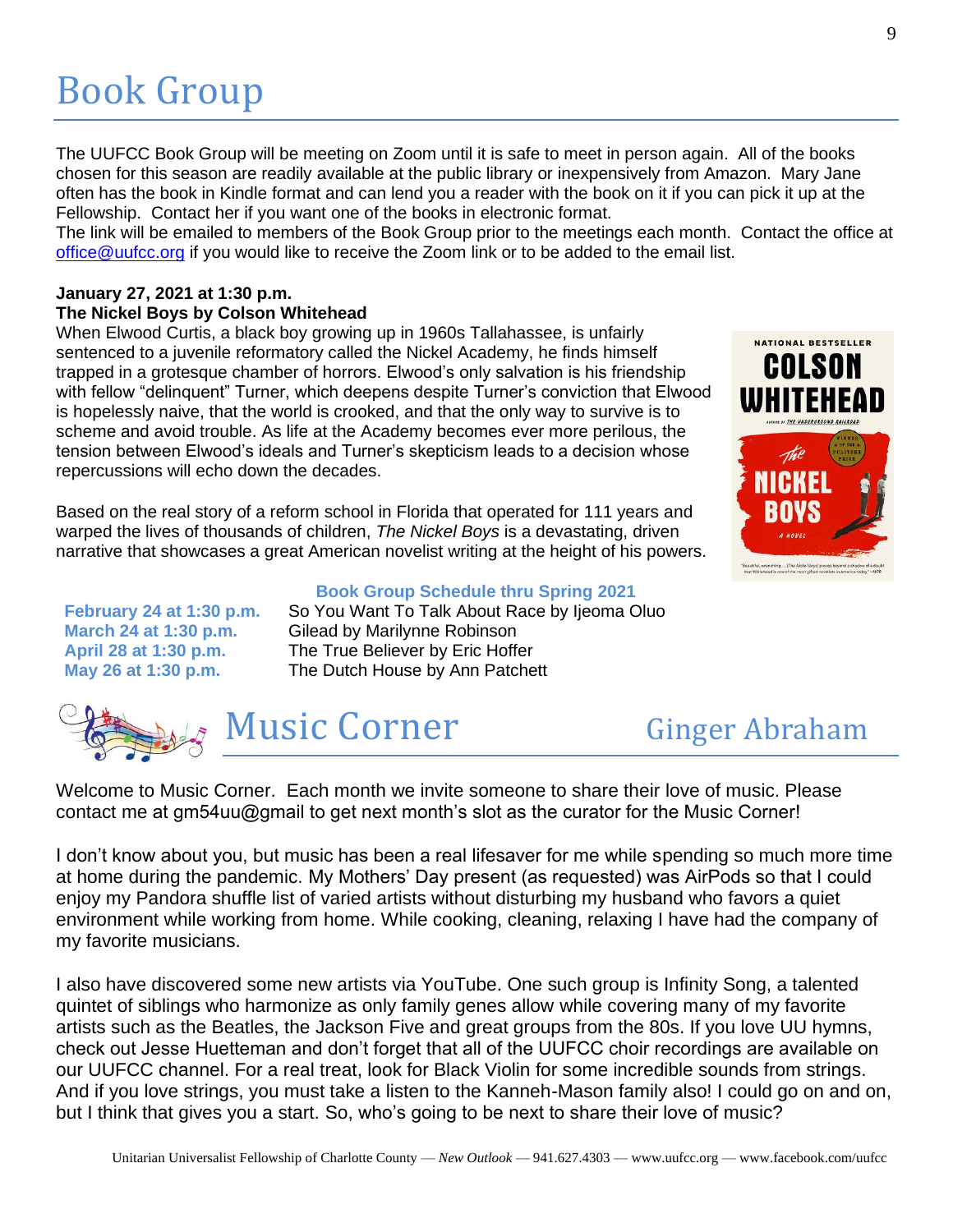# Book Group

The UUFCC Book Group will be meeting on Zoom until it is safe to meet in person again. All of the books chosen for this season are readily available at the public library or inexpensively from Amazon. Mary Jane often has the book in Kindle format and can lend you a reader with the book on it if you can pick it up at the Fellowship. Contact her if you want one of the books in electronic format.
The link will be emailed to members of the Book Group prior to the meetings each month. Contact the office at office@uufcc.org if you would like to receive the Zoom link or to be added to the email list.

**January 27, 2021 at 1:30 p.m.**
**The Nickel Boys by Colson Whitehead**
When Elwood Curtis, a black boy growing up in 1960s Tallahassee, is unfairly sentenced to a juvenile reformatory called the Nickel Academy, he finds himself trapped in a grotesque chamber of horrors. Elwood's only salvation is his friendship with fellow "delinquent" Turner, which deepens despite Turner's conviction that Elwood is hopelessly naive, that the world is crooked, and that the only way to survive is to scheme and avoid trouble. As life at the Academy becomes ever more perilous, the tension between Elwood's ideals and Turner's skepticism leads to a decision whose repercussions will echo down the decades.

Based on the real story of a reform school in Florida that operated for 111 years and warped the lives of thousands of children, *The Nickel Boys* is a devastating, driven narrative that showcases a great American novelist writing at the height of his powers.

**Book Group Schedule thru Spring 2021**

| | |
|---|---|
| **February 24 at 1:30 p.m.** | So You Want To Talk About Race by Ijeoma Oluo |
| **March 24 at 1:30 p.m.** | Gilead by Marilynne Robinson |
| **April 28 at 1:30 p.m.** | The True Believer by Eric Hoffer |
| **May 26 at 1:30 p.m.** | The Dutch House by Ann Patchett |

# Music Corner

## Ginger Abraham

Welcome to Music Corner. Each month we invite someone to share their love of music. Please contact me at gm54uu@gmail to get next month's slot as the curator for the Music Corner!

I don't know about you, but music has been a real lifesaver for me while spending so much more time at home during the pandemic. My Mothers' Day present (as requested) was AirPods so that I could enjoy my Pandora shuffle list of varied artists without disturbing my husband who favors a quiet environment while working from home. While cooking, cleaning, relaxing I have had the company of my favorite musicians.

I also have discovered some new artists via YouTube. One such group is Infinity Song, a talented quintet of siblings who harmonize as only family genes allow while covering many of my favorite artists such as the Beatles, the Jackson Five and great groups from the 80s. If you love UU hymns, check out Jesse Huetteman and don't forget that all of the UUFCC choir recordings are available on our UUFCC channel. For a real treat, look for Black Violin for some incredible sounds from strings. And if you love strings, you must take a listen to the Kanneh-Mason family also! I could go on and on, but I think that gives you a start. So, who's going to be next to share their love of music?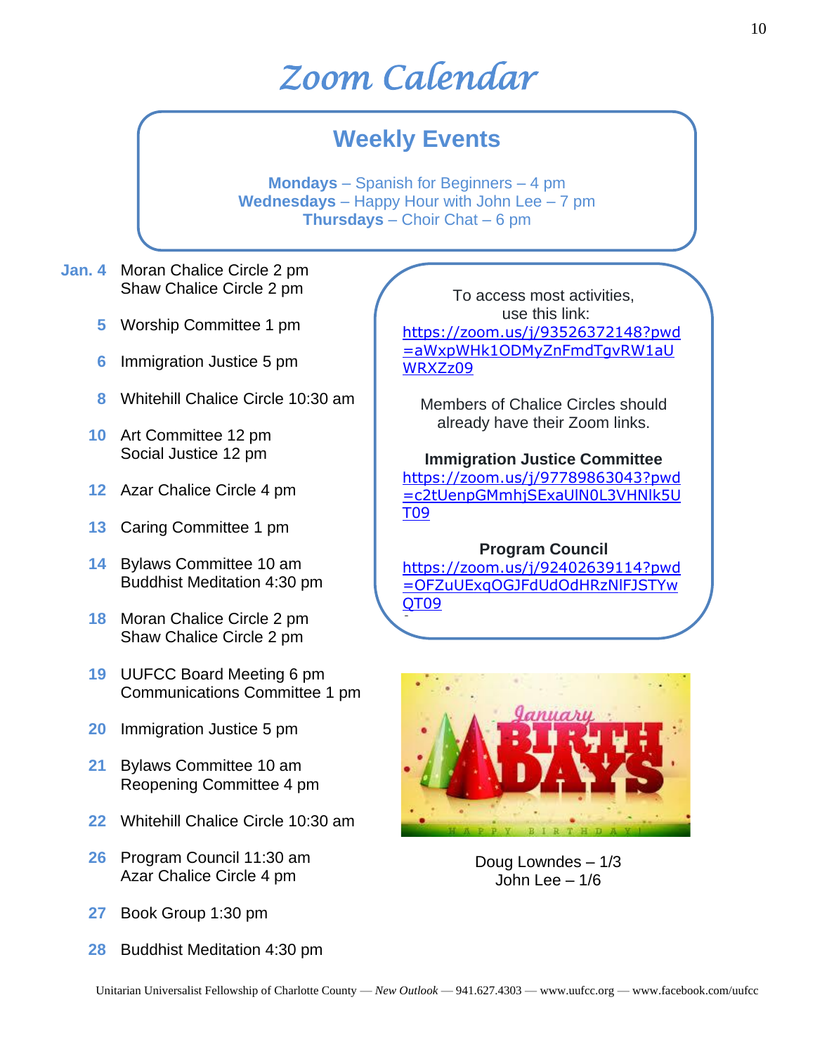# Zoom Calendar

## Weekly Events

**Mondays** – Spanish for Beginners – 4 pm
**Wednesdays** – Happy Hour with John Lee – 7 pm
**Thursdays** – Choir Chat – 6 pm

**Jan. 4** Moran Chalice Circle 2 pm
Shaw Chalice Circle 2 pm

**5** Worship Committee 1 pm

**6** Immigration Justice 5 pm

**8** Whitehill Chalice Circle 10:30 am

**10** Art Committee 12 pm
Social Justice 12 pm

**12** Azar Chalice Circle 4 pm

**13** Caring Committee 1 pm

**14** Bylaws Committee 10 am
Buddhist Meditation 4:30 pm

**18** Moran Chalice Circle 2 pm
Shaw Chalice Circle 2 pm

**19** UUFCC Board Meeting 6 pm
Communications Committee 1 pm

**20** Immigration Justice 5 pm

**21** Bylaws Committee 10 am
Reopening Committee 4 pm

**22** Whitehill Chalice Circle 10:30 am

**26** Program Council 11:30 am
Azar Chalice Circle 4 pm

**27** Book Group 1:30 pm

**28** Buddhist Meditation 4:30 pm

To access most activities, use this link:
https://zoom.us/j/93526372148?pwd=aWxpWHk1ODMyZnFmdTgvRW1aUWRXZz09

Members of Chalice Circles should already have their Zoom links.

**Immigration Justice Committee**
https://zoom.us/j/97789863043?pwd=c2tUenpGMmhjSExaUlN0L3VHNlk5UT09

**Program Council**
https://zoom.us/j/92402639114?pwd=OFZuUExqOGJFdUdOdHRzNlFJSTYwQT09

January BIRTHDAYS

Doug Lowndes – 1/3
John Lee – 1/6